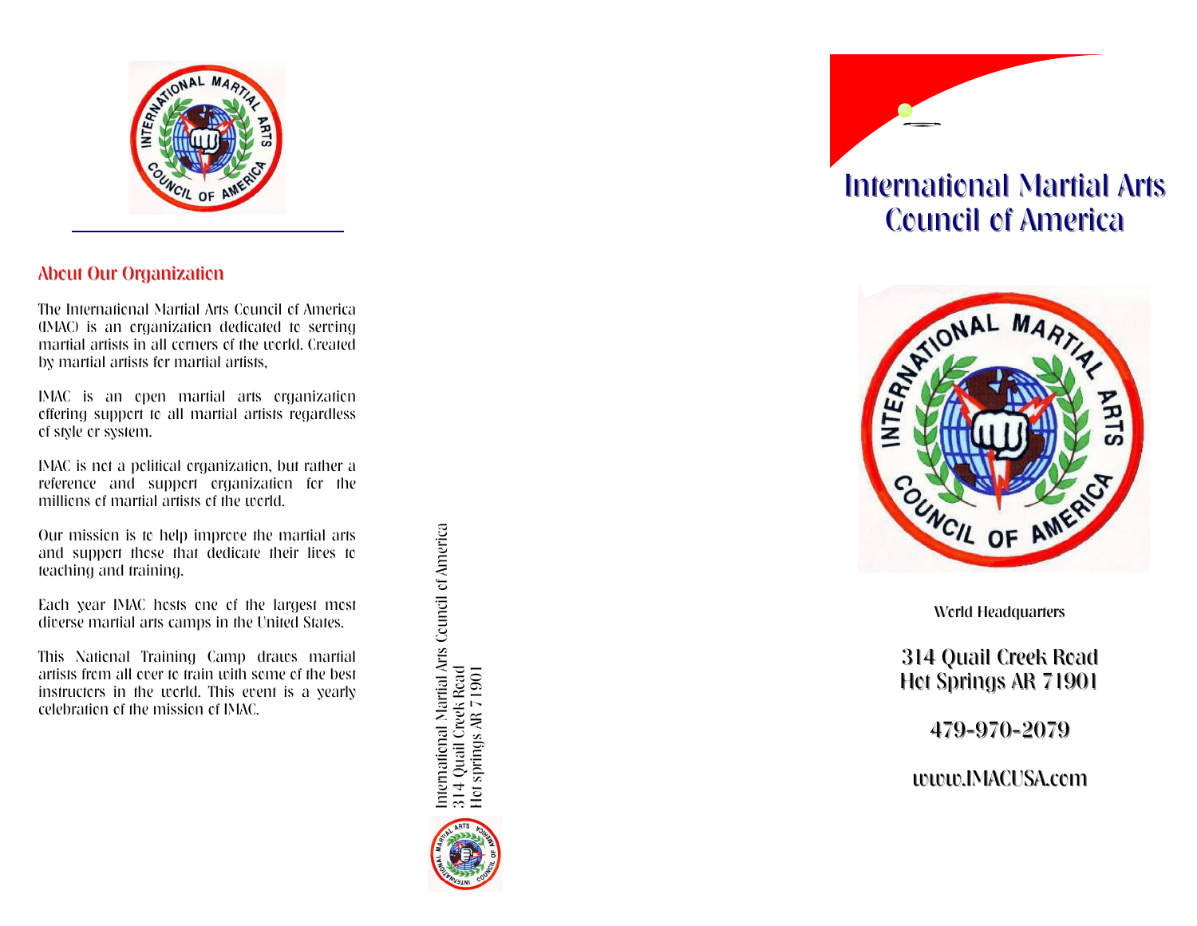## About Our Organization

The International Martial Arts Council of America (IMAC) is an organization dedicated to serving martial artists in all corners of the world. Created by martial artists for martial artists,

IMAC is an open martial arts organization offering support to all martial artists regardless of style or system.

IMAC is not a political organization, but rather a reference and support organization for the millions of martial artists of the world.

Our mission is to help improve the martial arts and support those that dedicate their lives to teaching and training.

Each year IMAC hosts one of the largest most diverse martial arts camps in the United States.

This National Training Camp draws martial artists from all over to train with some of the best instructors in the world. This event is a yearly celebration of the mission of IMAC.

International Martial Arts Council of America
314 Quail Creek Road
Hot springs AR 71901

# International Martial Arts Council of America

World Headquarters

**314 Quail Creek Road**
**Hot Springs AR 71901**

**479-970-2079**

**www.IMACUSA.com**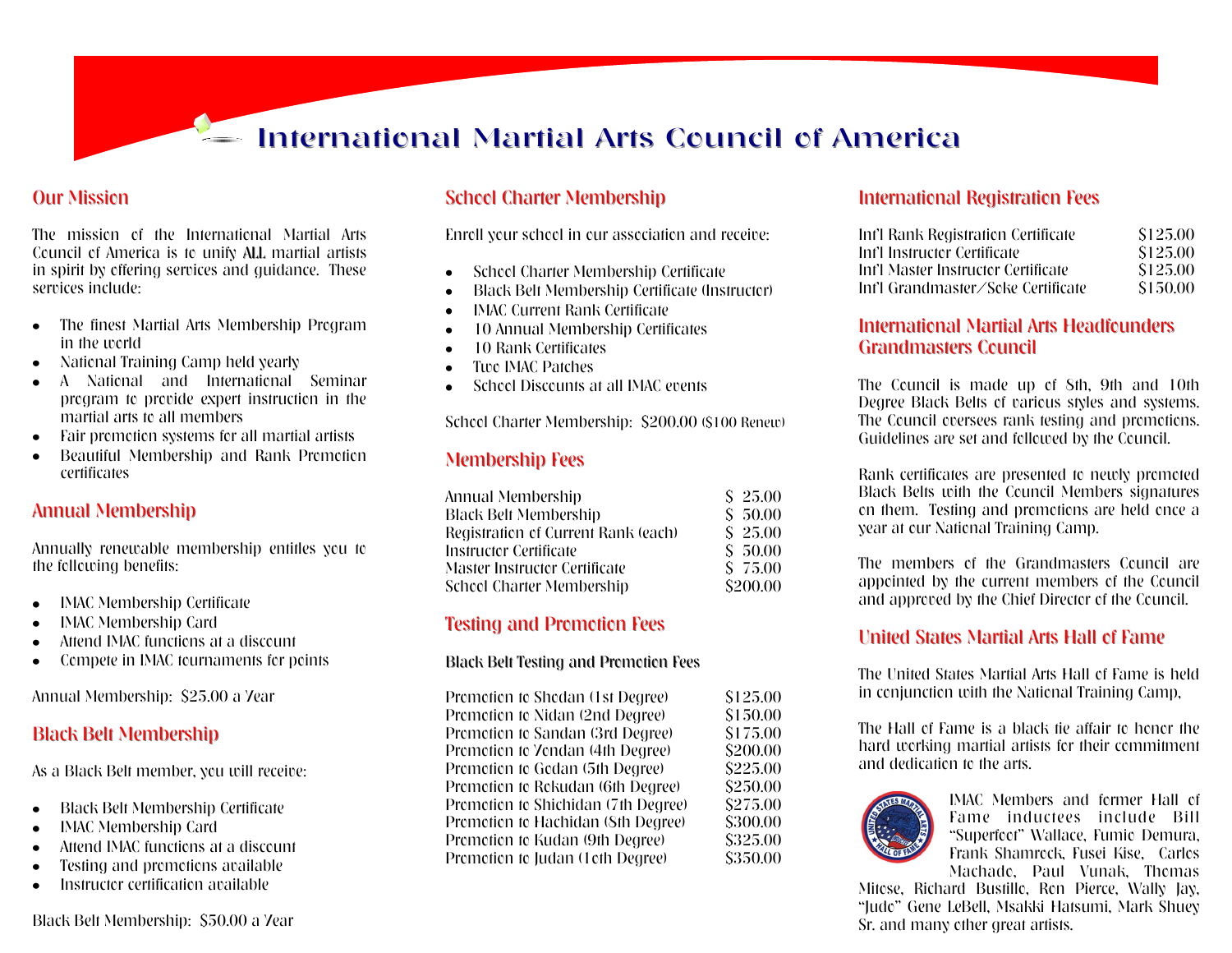# International Martial Arts Council of America

## Our Mission

The mission of the International Martial Arts Council of America is to unify ALL martial artists in spirit by offering services and guidance. These services include:

- The finest Martial Arts Membership Program in the world
- National Training Camp held yearly
- A National and International Seminar program to provide expert instruction in the martial arts to all members
- Fair promotion systems for all martial artists
- Beautiful Membership and Rank Promotion certificates

## Annual Membership

Annually renewable membership entitles you to the following benefits:

- IMAC Membership Certificate
- IMAC Membership Card
- Attend IMAC functions at a discount
- Compete in IMAC tournaments for points

Annual Membership: $25.00 a Year

## Black Belt Membership

As a Black Belt member, you will receive:

- Black Belt Membership Certificate
- IMAC Membership Card
- Attend IMAC functions at a discount
- Testing and promotions available
- Instructor certification available

Black Belt Membership: $50.00 a Year

## School Charter Membership

Enroll your school in our association and receive:

- School Charter Membership Certificate
- Black Belt Membership Certificate (Instructor)
- IMAC Current Rank Certificate
- 10 Annual Membership Certificates
- 10 Rank Certificates
- Two IMAC Patches
- School Discounts at all IMAC events

School Charter Membership: $200.00 ($100 Renew)

## Membership Fees

| | |
|---|---|
| Annual Membership | $ 25.00 |
| Black Belt Membership | $ 50.00 |
| Registration of Current Rank (each) | $ 25.00 |
| Instructor Certificate | $ 50.00 |
| Master Instructor Certificate | $ 75.00 |
| School Charter Membership | $200.00 |

## Testing and Promotion Fees

### Black Belt Testing and Promotion Fees

| | |
|---|---|
| Promotion to Shodan (1st Degree) | $125.00 |
| Promotion to Nidan (2nd Degree) | $150.00 |
| Promotion to Sandan (3rd Degree) | $175.00 |
| Promotion to Yondan (4th Degree) | $200.00 |
| Promotion to Godan (5th Degree) | $225.00 |
| Promotion to Rokudan (6th Degree) | $250.00 |
| Promotion to Shichidan (7th Degree) | $275.00 |
| Promotion to Hachidan (8th Degree) | $300.00 |
| Promotion to Kudan (9th Degree) | $325.00 |
| Promotion to Judan (10th Degree) | $350.00 |

## International Registration Fees

| | |
|---|---|
| Int'l Rank Registration Certificate | $125.00 |
| Int'l Instructor Certificate | $125.00 |
| Int'l Master Instructor Certificate | $125.00 |
| Int'l Grandmaster/Soke Certificate | $150.00 |

## International Martial Arts Headfounders Grandmasters Council

The Council is made up of 8th, 9th and 10th Degree Black Belts of various styles and systems. The Council oversees rank testing and promotions. Guidelines are set and followed by the Council.

Rank certificates are presented to newly promoted Black Belts with the Council Members signatures on them. Testing and promotions are held once a year at our National Training Camp.

The members of the Grandmasters Council are appointed by the current members of the Council and approved by the Chief Director of the Council.

## United States Martial Arts Hall of Fame

The United States Martial Arts Hall of Fame is held in conjunction with the National Training Camp,

The Hall of Fame is a black tie affair to honor the hard working martial artists for their commitment and dedication to the arts.

IMAC Members and former Hall of Fame inductees include Bill "Superfoot" Wallace, Fumio Demura, Frank Shamrock, Fusei Kise, Carlos Machado, Paul Vunak, Thomas Mitose, Richard Bustillo, Ron Pierce, Wally Jay, "Judo" Gene LeBell, Msakki Hatsumi, Mark Shuey Sr. and many other great artists.